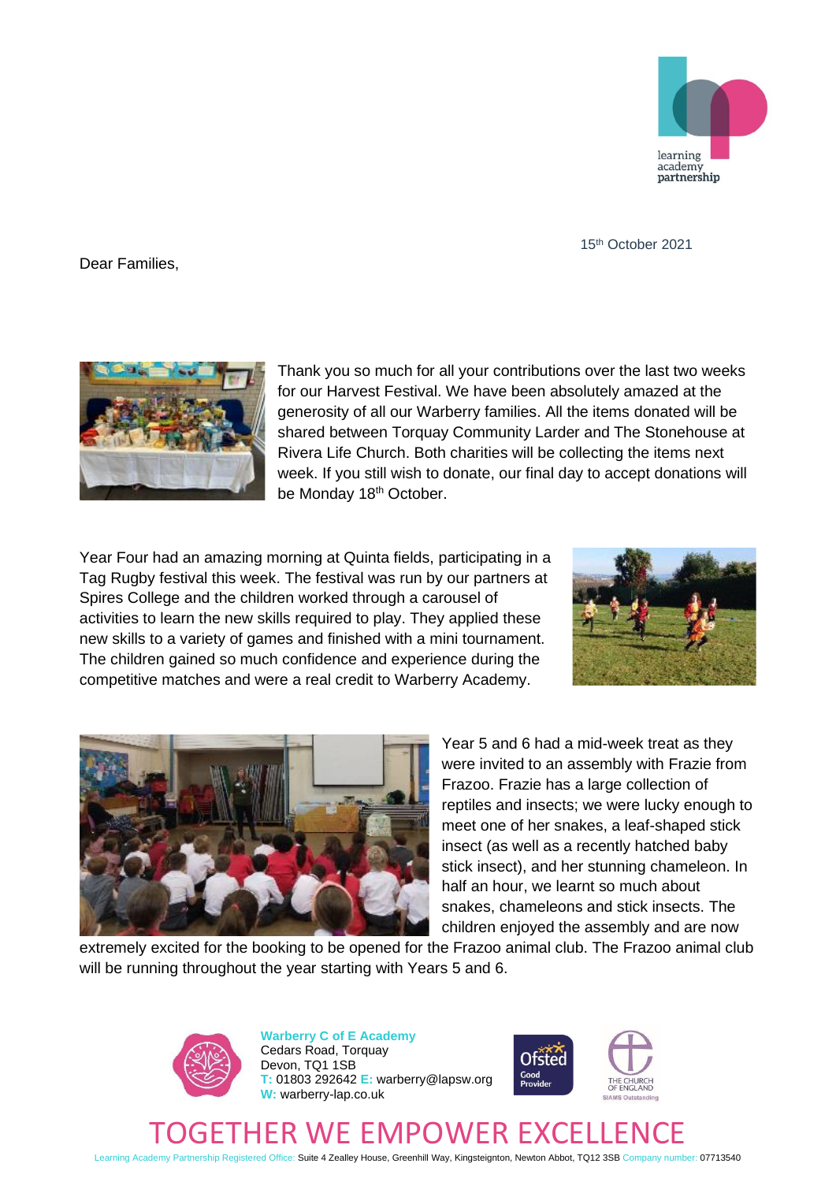15th October 2021

Dear Families,

Thank you so much for all your contributions over the last two weeks for our Harvest Festival. We have been absolutely amazed at the generosity of all our Warberry families. All the items donated will be shared between Torquay Community Larder and The Stonehouse at Rivera Life Church. Both charities will be collecting the items next week. If you still wish to donate, our final day to accept donations will be Monday 18th October.

Year Four had an amazing morning at Quinta fields, participating in a Tag Rugby festival this week. The festival was run by our partners at Spires College and the children worked through a carousel of activities to learn the new skills required to play. They applied these new skills to a variety of games and finished with a mini tournament. The children gained so much confidence and experience during the competitive matches and were a real credit to Warberry Academy.

Year 5 and 6 had a mid-week treat as they were invited to an assembly with Frazie from Frazoo. Frazie has a large collection of reptiles and insects; we were lucky enough to meet one of her snakes, a leaf-shaped stick insect (as well as a recently hatched baby stick insect), and her stunning chameleon. In half an hour, we learnt so much about snakes, chameleons and stick insects. The children enjoyed the assembly and are now extremely excited for the booking to be opened for the Frazoo animal club. The Frazoo animal club will be running throughout the year starting with Years 5 and 6.

**Warberry C of E Academy**
Cedars Road, Torquay
Devon, TQ1 1SB
T: 01803 292642 E: warberry@lapsw.org
W: warberry-lap.co.uk

TOGETHER WE EMPOWER EXCELLENCE

Learning Academy Partnership Registered Office: Suite 4 Zealley House, Greenhill Way, Kingsteignton, Newton Abbot, TQ12 3SB Company number: 07713540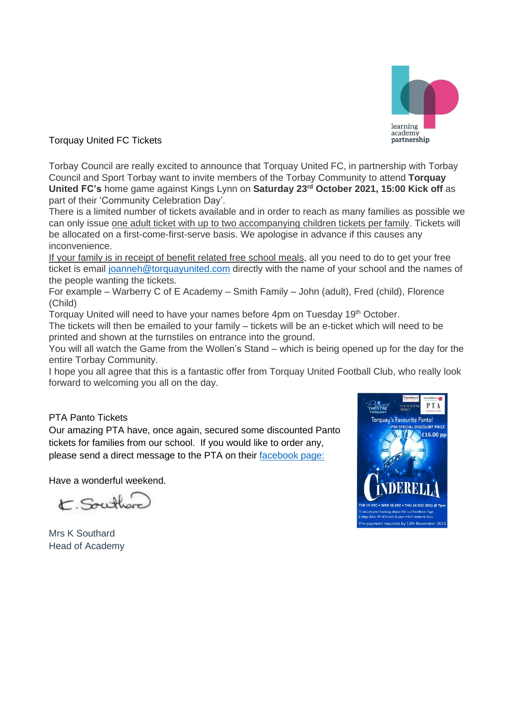Torquay United FC Tickets

Torbay Council are really excited to announce that Torquay United FC, in partnership with Torbay Council and Sport Torbay want to invite members of the Torbay Community to attend **Torquay United FC's** home game against Kings Lynn on **Saturday 23rd October 2021, 15:00 Kick off** as part of their 'Community Celebration Day'.

There is a limited number of tickets available and in order to reach as many families as possible we can only issue one adult ticket with up to two accompanying children tickets per family. Tickets will be allocated on a first-come-first-serve basis. We apologise in advance if this causes any inconvenience.

If your family is in receipt of benefit related free school meals, all you need to do to get your free ticket is email joanneh@torquayunited.com directly with the name of your school and the names of the people wanting the tickets.

For example – Warberry C of E Academy – Smith Family – John (adult), Fred (child), Florence (Child)

Torquay United will need to have your names before 4pm on Tuesday 19th October.

The tickets will then be emailed to your family – tickets will be an e-ticket which will need to be printed and shown at the turnstiles on entrance into the ground.

You will all watch the Game from the Wollen's Stand – which is being opened up for the day for the entire Torbay Community.

I hope you all agree that this is a fantastic offer from Torquay United Football Club, who really look forward to welcoming you all on the day.

PTA Panto Tickets

Our amazing PTA have, once again, secured some discounted Panto tickets for families from our school. If you would like to order any, please send a direct message to the PTA on their facebook page:

Have a wonderful weekend.

Mrs K Southard
Head of Academy